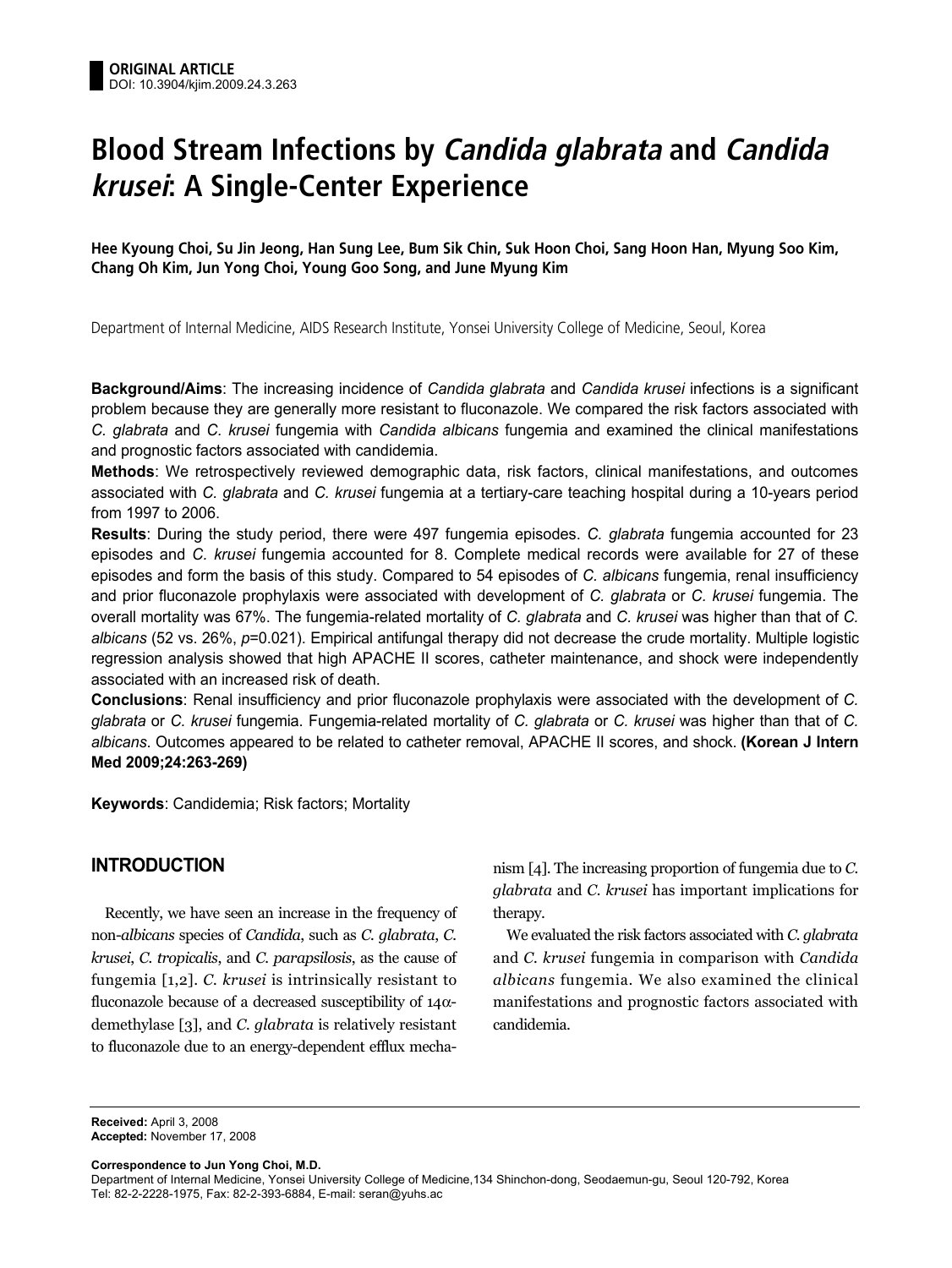**ORIGINAL ARTICLE**
DOI: 10.3904/kjim.2009.24.3.263

# Blood Stream Infections by *Candida glabrata* and *Candida krusei*: A Single-Center Experience

**Hee Kyoung Choi, Su Jin Jeong, Han Sung Lee, Bum Sik Chin, Suk Hoon Choi, Sang Hoon Han, Myung Soo Kim, Chang Oh Kim, Jun Yong Choi, Young Goo Song, and June Myung Kim**

Department of Internal Medicine, AIDS Research Institute, Yonsei University College of Medicine, Seoul, Korea

**Background/Aims**: The increasing incidence of *Candida glabrata* and *Candida krusei* infections is a significant problem because they are generally more resistant to fluconazole. We compared the risk factors associated with *C. glabrata* and *C. krusei* fungemia with *Candida albicans* fungemia and examined the clinical manifestations and prognostic factors associated with candidemia.

**Methods**: We retrospectively reviewed demographic data, risk factors, clinical manifestations, and outcomes associated with *C. glabrata* and *C. krusei* fungemia at a tertiary-care teaching hospital during a 10-years period from 1997 to 2006.

**Results**: During the study period, there were 497 fungemia episodes. *C. glabrata* fungemia accounted for 23 episodes and *C. krusei* fungemia accounted for 8. Complete medical records were available for 27 of these episodes and form the basis of this study. Compared to 54 episodes of *C. albicans* fungemia, renal insufficiency and prior fluconazole prophylaxis were associated with development of *C. glabrata* or *C. krusei* fungemia. The overall mortality was 67%. The fungemia-related mortality of *C. glabrata* and *C. krusei* was higher than that of *C. albicans* (52 vs. 26%, $p$=0.021). Empirical antifungal therapy did not decrease the crude mortality. Multiple logistic regression analysis showed that high APACHE II scores, catheter maintenance, and shock were independently associated with an increased risk of death.

**Conclusions**: Renal insufficiency and prior fluconazole prophylaxis were associated with the development of *C. glabrata* or *C. krusei* fungemia. Fungemia-related mortality of *C. glabrata* or *C. krusei* was higher than that of *C. albicans*. Outcomes appeared to be related to catheter removal, APACHE II scores, and shock. **(Korean J Intern Med 2009;24:263-269)**

**Keywords**: Candidemia; Risk factors; Mortality

## INTRODUCTION

Recently, we have seen an increase in the frequency of non-*albicans* species of *Candida*, such as *C. glabrata*, *C. krusei*, *C. tropicalis*, and *C. parapsilosis*, as the cause of fungemia [1,2]. *C. krusei* is intrinsically resistant to fluconazole because of a decreased susceptibility of 14α-demethylase [3], and *C. glabrata* is relatively resistant to fluconazole due to an energy-dependent efflux mechanism [4]. The increasing proportion of fungemia due to *C. glabrata* and *C. krusei* has important implications for therapy.

We evaluated the risk factors associated with *C. glabrata* and *C. krusei* fungemia in comparison with *Candida albicans* fungemia. We also examined the clinical manifestations and prognostic factors associated with candidemia.

**Received:** April 3, 2008
**Accepted:** November 17, 2008

**Correspondence to Jun Yong Choi, M.D.**
Department of Internal Medicine, Yonsei University College of Medicine,134 Shinchon-dong, Seodaemun-gu, Seoul 120-792, Korea
Tel: 82-2-2228-1975, Fax: 82-2-393-6884, E-mail: seran@yuhs.ac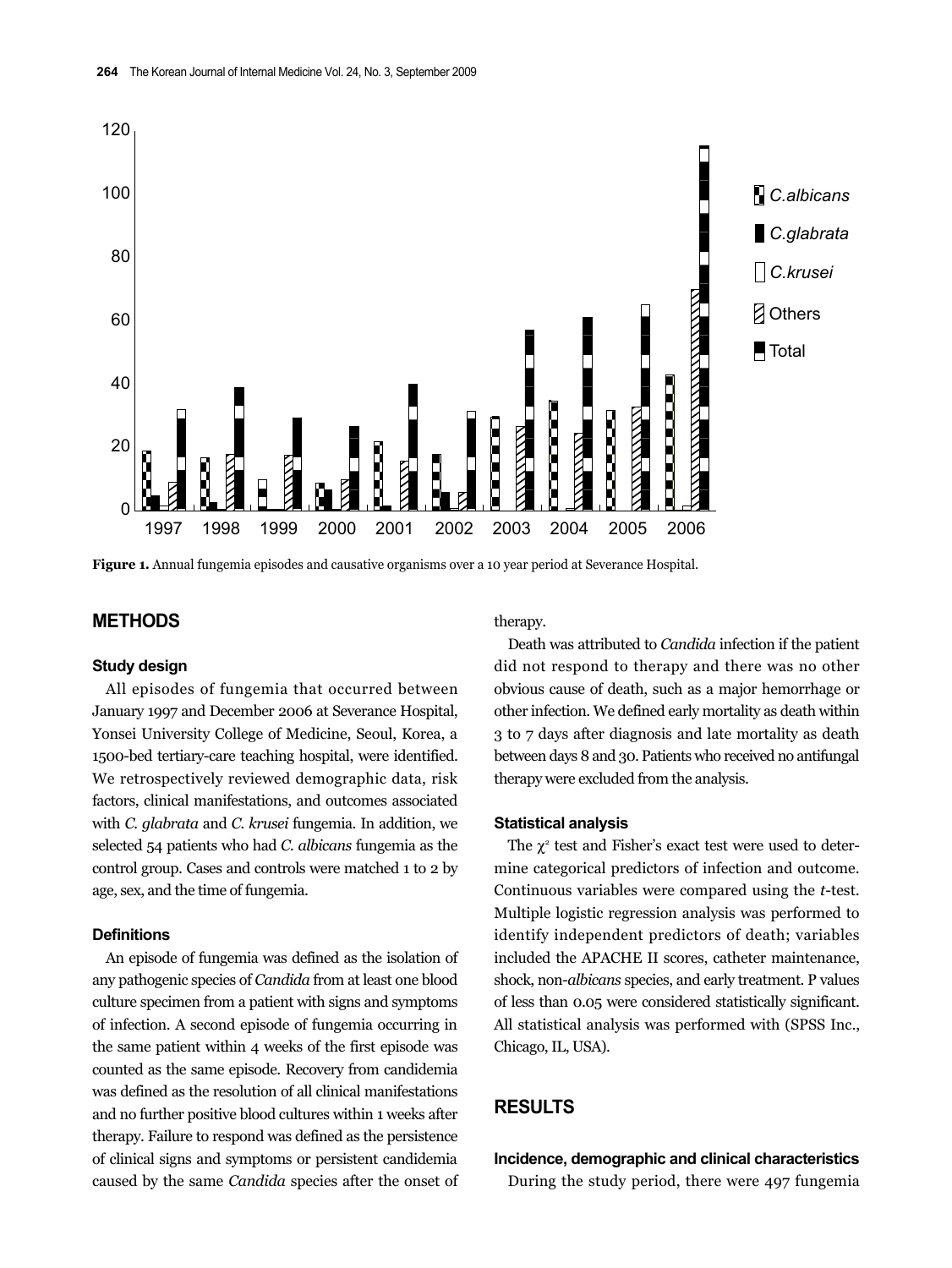**Figure 1.** Annual fungemia episodes and causative organisms over a 10 year period at Severance Hospital.

## METHODS

### Study design

All episodes of fungemia that occurred between January 1997 and December 2006 at Severance Hospital, Yonsei University College of Medicine, Seoul, Korea, a 1500-bed tertiary-care teaching hospital, were identified. We retrospectively reviewed demographic data, risk factors, clinical manifestations, and outcomes associated with *C. glabrata* and *C. krusei* fungemia. In addition, we selected 54 patients who had *C. albicans* fungemia as the control group. Cases and controls were matched 1 to 2 by age, sex, and the time of fungemia.

### Definitions

An episode of fungemia was defined as the isolation of any pathogenic species of *Candida* from at least one blood culture specimen from a patient with signs and symptoms of infection. A second episode of fungemia occurring in the same patient within 4 weeks of the first episode was counted as the same episode. Recovery from candidemia was defined as the resolution of all clinical manifestations and no further positive blood cultures within 1 weeks after therapy. Failure to respond was defined as the persistence of clinical signs and symptoms or persistent candidemia caused by the same *Candida* species after the onset of therapy.

Death was attributed to *Candida* infection if the patient did not respond to therapy and there was no other obvious cause of death, such as a major hemorrhage or other infection. We defined early mortality as death within 3 to 7 days after diagnosis and late mortality as death between days 8 and 30. Patients who received no antifungal therapy were excluded from the analysis.

### Statistical analysis

The $\chi^2$ test and Fisher's exact test were used to determine categorical predictors of infection and outcome. Continuous variables were compared using the *t*-test. Multiple logistic regression analysis was performed to identify independent predictors of death; variables included the APACHE II scores, catheter maintenance, shock, non-*albicans* species, and early treatment. P values of less than 0.05 were considered statistically significant. All statistical analysis was performed with (SPSS Inc., Chicago, IL, USA).

## RESULTS

### Incidence, demographic and clinical characteristics

During the study period, there were 497 fungemia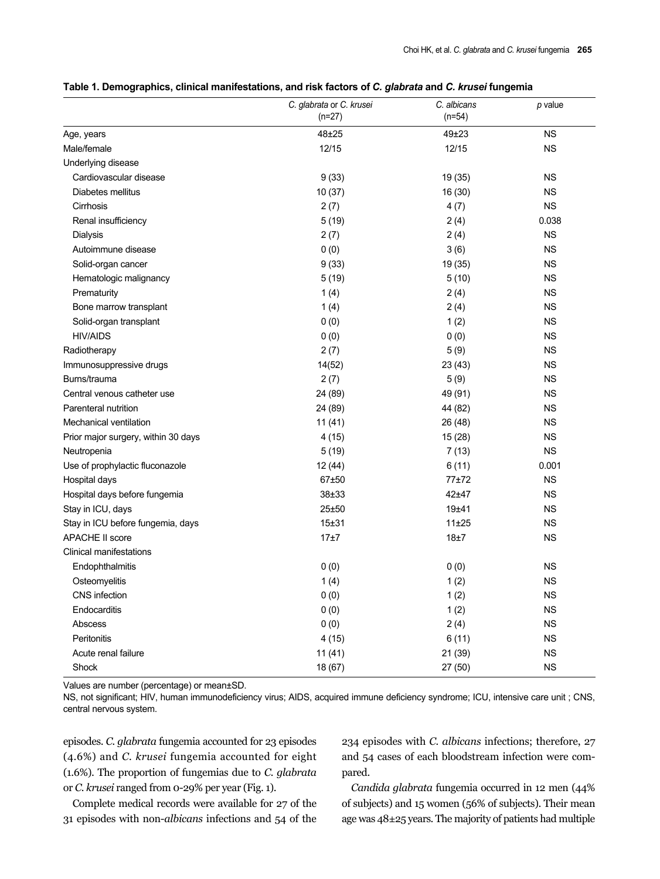**Table 1. Demographics, clinical manifestations, and risk factors of *C. glabrata* and *C. krusei* fungemia**

| | *C. glabrata* or *C. krusei* (n=27) | *C. albicans* (n=54) | *p* value |
|---|---|---|---|
| Age, years | 48±25 | 49±23 | NS |
| Male/female | 12/15 | 12/15 | NS |
| Underlying disease | | | |
| Cardiovascular disease | 9 (33) | 19 (35) | NS |
| Diabetes mellitus | 10 (37) | 16 (30) | NS |
| Cirrhosis | 2 (7) | 4 (7) | NS |
| Renal insufficiency | 5 (19) | 2 (4) | 0.038 |
| Dialysis | 2 (7) | 2 (4) | NS |
| Autoimmune disease | 0 (0) | 3 (6) | NS |
| Solid-organ cancer | 9 (33) | 19 (35) | NS |
| Hematologic malignancy | 5 (19) | 5 (10) | NS |
| Prematurity | 1 (4) | 2 (4) | NS |
| Bone marrow transplant | 1 (4) | 2 (4) | NS |
| Solid-organ transplant | 0 (0) | 1 (2) | NS |
| HIV/AIDS | 0 (0) | 0 (0) | NS |
| Radiotherapy | 2 (7) | 5 (9) | NS |
| Immunosuppressive drugs | 14(52) | 23 (43) | NS |
| Burns/trauma | 2 (7) | 5 (9) | NS |
| Central venous catheter use | 24 (89) | 49 (91) | NS |
| Parenteral nutrition | 24 (89) | 44 (82) | NS |
| Mechanical ventilation | 11 (41) | 26 (48) | NS |
| Prior major surgery, within 30 days | 4 (15) | 15 (28) | NS |
| Neutropenia | 5 (19) | 7 (13) | NS |
| Use of prophylactic fluconazole | 12 (44) | 6 (11) | 0.001 |
| Hospital days | 67±50 | 77±72 | NS |
| Hospital days before fungemia | 38±33 | 42±47 | NS |
| Stay in ICU, days | 25±50 | 19±41 | NS |
| Stay in ICU before fungemia, days | 15±31 | 11±25 | NS |
| APACHE II score | 17±7 | 18±7 | NS |
| Clinical manifestations | | | |
| Endophthalmitis | 0 (0) | 0 (0) | NS |
| Osteomyelitis | 1 (4) | 1 (2) | NS |
| CNS infection | 0 (0) | 1 (2) | NS |
| Endocarditis | 0 (0) | 1 (2) | NS |
| Abscess | 0 (0) | 2 (4) | NS |
| Peritonitis | 4 (15) | 6 (11) | NS |
| Acute renal failure | 11 (41) | 21 (39) | NS |
| Shock | 18 (67) | 27 (50) | NS |

Values are number (percentage) or mean±SD.

NS, not significant; HIV, human immunodeficiency virus; AIDS, acquired immune deficiency syndrome; ICU, intensive care unit ; CNS, central nervous system.

episodes. *C. glabrata* fungemia accounted for 23 episodes (4.6%) and *C. krusei* fungemia accounted for eight (1.6%). The proportion of fungemias due to *C. glabrata* or *C. krusei* ranged from 0-29% per year (Fig. 1).

Complete medical records were available for 27 of the 31 episodes with non-*albicans* infections and 54 of the 234 episodes with *C. albicans* infections; therefore, 27 and 54 cases of each bloodstream infection were compared.

*Candida glabrata* fungemia occurred in 12 men (44% of subjects) and 15 women (56% of subjects). Their mean age was 48±25 years. The majority of patients had multiple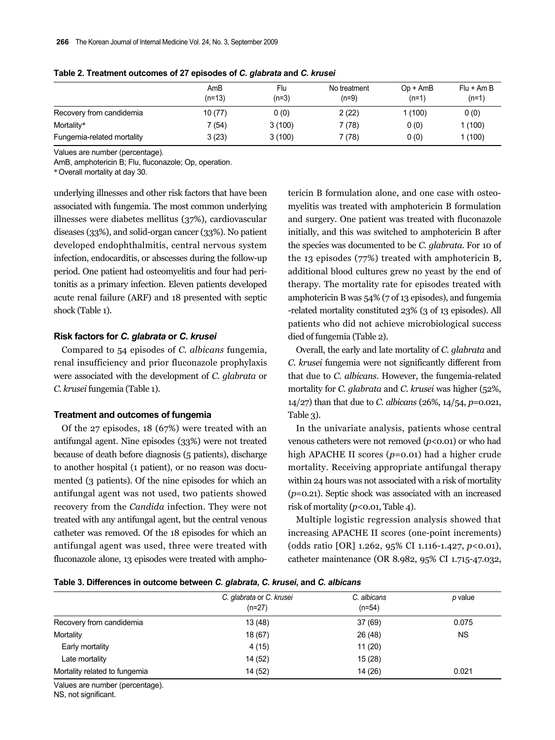**Table 2. Treatment outcomes of 27 episodes of *C. glabrata* and *C. krusei***

| | AmB (n=13) | Flu (n=3) | No treatment (n=9) | Op + AmB (n=1) | Flu + Am B (n=1) |
|---|---|---|---|---|---|
| Recovery from candidemia | 10 (77) | 0 (0) | 2 (22) | 1 (100) | 0 (0) |
| Mortality* | 7 (54) | 3 (100) | 7 (78) | 0 (0) | 1 (100) |
| Fungemia-related mortality | 3 (23) | 3 (100) | 7 (78) | 0 (0) | 1 (100) |

Values are number (percentage).

AmB, amphotericin B; Flu, fluconazole; Op, operation.

*Overall mortality at day 30.

underlying illnesses and other risk factors that have been associated with fungemia. The most common underlying illnesses were diabetes mellitus (37%), cardiovascular diseases (33%), and solid-organ cancer (33%). No patient developed endophthalmitis, central nervous system infection, endocarditis, or abscesses during the follow-up period. One patient had osteomyelitis and four had peritonitis as a primary infection. Eleven patients developed acute renal failure (ARF) and 18 presented with septic shock (Table 1).

### Risk factors for *C. glabrata* or *C. krusei*

Compared to 54 episodes of *C. albicans* fungemia, renal insufficiency and prior fluconazole prophylaxis were associated with the development of *C. glabrata* or *C. krusei* fungemia (Table 1).

### Treatment and outcomes of fungemia

Of the 27 episodes, 18 (67%) were treated with an antifungal agent. Nine episodes (33%) were not treated because of death before diagnosis (5 patients), discharge to another hospital (1 patient), or no reason was documented (3 patients). Of the nine episodes for which an antifungal agent was not used, two patients showed recovery from the *Candida* infection. They were not treated with any antifungal agent, but the central venous catheter was removed. Of the 18 episodes for which an antifungal agent was used, three were treated with fluconazole alone, 13 episodes were treated with amphotericin B formulation alone, and one case with osteomyelitis was treated with amphotericin B formulation and surgery. One patient was treated with fluconazole initially, and this was switched to amphotericin B after the species was documented to be *C. glabrata*. For 10 of the 13 episodes (77%) treated with amphotericin B, additional blood cultures grew no yeast by the end of therapy. The mortality rate for episodes treated with amphotericin B was 54% (7 of 13 episodes), and fungemia-related mortality constituted 23% (3 of 13 episodes). All patients who did not achieve microbiological success died of fungemia (Table 2).

Overall, the early and late mortality of *C. glabrata* and *C. krusei* fungemia were not significantly different from that due to *C. albicans*. However, the fungemia-related mortality for *C. glabrata* and *C. krusei* was higher (52%, 14/27) than that due to *C. albicans* (26%, 14/54, $p$=0.021, Table 3).

In the univariate analysis, patients whose central venous catheters were not removed ($p$<0.01) or who had high APACHE II scores ($p$=0.01) had a higher crude mortality. Receiving appropriate antifungal therapy within 24 hours was not associated with a risk of mortality ($p$=0.21). Septic shock was associated with an increased risk of mortality ($p$<0.01, Table 4).

Multiple logistic regression analysis showed that increasing APACHE II scores (one-point increments) (odds ratio [OR] 1.262, 95% CI 1.116-1.427, $p$<0.01), catheter maintenance (OR 8.982, 95% CI 1.715-47.032,

**Table 3. Differences in outcome between *C. glabrata*, *C. krusei*, and *C. albicans***

| | *C. glabrata* or *C. krusei* (n=27) | *C. albicans* (n=54) | *p* value |
|---|---|---|---|
| Recovery from candidemia | 13 (48) | 37 (69) | 0.075 |
| Mortality | 18 (67) | 26 (48) | NS |
| Early mortality | 4 (15) | 11 (20) | |
| Late mortality | 14 (52) | 15 (28) | |
| Mortality related to fungemia | 14 (52) | 14 (26) | 0.021 |

Values are number (percentage).

NS, not significant.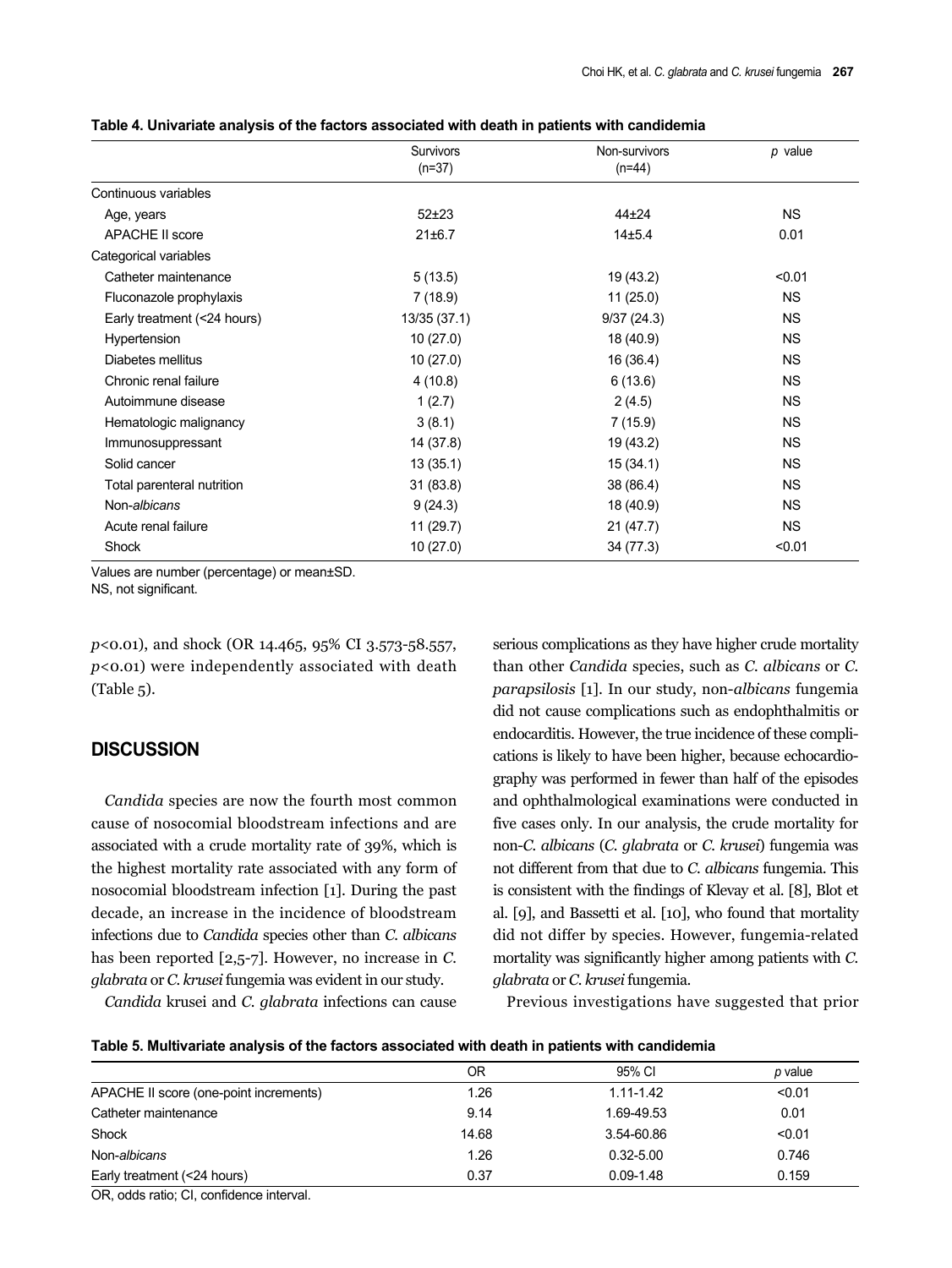**Table 4. Univariate analysis of the factors associated with death in patients with candidemia**

| | Survivors (n=37) | Non-survivors (n=44) | *p* value |
|---|---|---|---|
| Continuous variables | | | |
| Age, years | 52±23 | 44±24 | NS |
| APACHE II score | 21±6.7 | 14±5.4 | 0.01 |
| Categorical variables | | | |
| Catheter maintenance | 5 (13.5) | 19 (43.2) | <0.01 |
| Fluconazole prophylaxis | 7 (18.9) | 11 (25.0) | NS |
| Early treatment (<24 hours) | 13/35 (37.1) | 9/37 (24.3) | NS |
| Hypertension | 10 (27.0) | 18 (40.9) | NS |
| Diabetes mellitus | 10 (27.0) | 16 (36.4) | NS |
| Chronic renal failure | 4 (10.8) | 6 (13.6) | NS |
| Autoimmune disease | 1 (2.7) | 2 (4.5) | NS |
| Hematologic malignancy | 3 (8.1) | 7 (15.9) | NS |
| Immunosuppressant | 14 (37.8) | 19 (43.2) | NS |
| Solid cancer | 13 (35.1) | 15 (34.1) | NS |
| Total parenteral nutrition | 31 (83.8) | 38 (86.4) | NS |
| Non-*albicans* | 9 (24.3) | 18 (40.9) | NS |
| Acute renal failure | 11 (29.7) | 21 (47.7) | NS |
| Shock | 10 (27.0) | 34 (77.3) | <0.01 |

Values are number (percentage) or mean±SD.
NS, not significant.

$p<0.01$), and shock (OR 14.465, 95% CI 3.573-58.557, $p<0.01$) were independently associated with death (Table 5).

## DISCUSSION

*Candida* species are now the fourth most common cause of nosocomial bloodstream infections and are associated with a crude mortality rate of 39%, which is the highest mortality rate associated with any form of nosocomial bloodstream infection [1]. During the past decade, an increase in the incidence of bloodstream infections due to *Candida* species other than *C. albicans* has been reported [2,5-7]. However, no increase in *C. glabrata* or *C. krusei* fungemia was evident in our study.

*Candida* krusei and *C. glabrata* infections can cause serious complications as they have higher crude mortality than other *Candida* species, such as *C. albicans* or *C. parapsilosis* [1]. In our study, non-*albicans* fungemia did not cause complications such as endophthalmitis or endocarditis. However, the true incidence of these complications is likely to have been higher, because echocardiography was performed in fewer than half of the episodes and ophthalmological examinations were conducted in five cases only. In our analysis, the crude mortality for non-*C. albicans* (*C. glabrata* or *C. krusei*) fungemia was not different from that due to *C. albicans* fungemia. This is consistent with the findings of Klevay et al. [8], Blot et al. [9], and Bassetti et al. [10], who found that mortality did not differ by species. However, fungemia-related mortality was significantly higher among patients with *C. glabrata* or *C. krusei* fungemia.

Previous investigations have suggested that prior

**Table 5. Multivariate analysis of the factors associated with death in patients with candidemia**

| | OR | 95% CI | *p* value |
|---|---|---|---|
| APACHE II score (one-point increments) | 1.26 | 1.11-1.42 | <0.01 |
| Catheter maintenance | 9.14 | 1.69-49.53 | 0.01 |
| Shock | 14.68 | 3.54-60.86 | <0.01 |
| Non-*albicans* | 1.26 | 0.32-5.00 | 0.746 |
| Early treatment (<24 hours) | 0.37 | 0.09-1.48 | 0.159 |

OR, odds ratio; CI, confidence interval.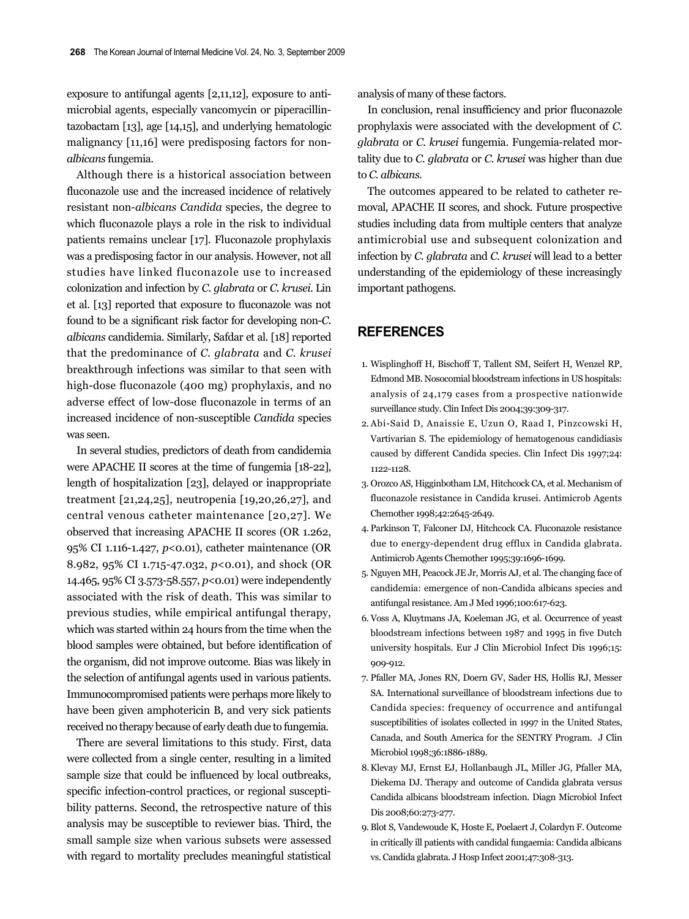exposure to antifungal agents [2,11,12], exposure to antimicrobial agents, especially vancomycin or piperacillin-tazobactam [13], age [14,15], and underlying hematologic malignancy [11,16] were predisposing factors for non-*albicans* fungemia.

Although there is a historical association between fluconazole use and the increased incidence of relatively resistant non-*albicans Candida* species, the degree to which fluconazole plays a role in the risk to individual patients remains unclear [17]. Fluconazole prophylaxis was a predisposing factor in our analysis. However, not all studies have linked fluconazole use to increased colonization and infection by *C. glabrata* or *C. krusei*. Lin et al. [13] reported that exposure to fluconazole was not found to be a significant risk factor for developing non-*C. albicans* candidemia. Similarly, Safdar et al. [18] reported that the predominance of *C. glabrata* and *C. krusei* breakthrough infections was similar to that seen with high-dose fluconazole (400 mg) prophylaxis, and no adverse effect of low-dose fluconazole in terms of an increased incidence of non-susceptible *Candida* species was seen.

In several studies, predictors of death from candidemia were APACHE II scores at the time of fungemia [18-22], length of hospitalization [23], delayed or inappropriate treatment [21,24,25], neutropenia [19,20,26,27], and central venous catheter maintenance [20,27]. We observed that increasing APACHE II scores (OR 1.262, 95% CI 1.116-1.427, $p<0.01$), catheter maintenance (OR 8.982, 95% CI 1.715-47.032, $p<0.01$), and shock (OR 14.465, 95% CI 3.573-58.557, $p<0.01$) were independently associated with the risk of death. This was similar to previous studies, while empirical antifungal therapy, which was started within 24 hours from the time when the blood samples were obtained, but before identification of the organism, did not improve outcome. Bias was likely in the selection of antifungal agents used in various patients. Immunocompromised patients were perhaps more likely to have been given amphotericin B, and very sick patients received no therapy because of early death due to fungemia.

There are several limitations to this study. First, data were collected from a single center, resulting in a limited sample size that could be influenced by local outbreaks, specific infection-control practices, or regional susceptibility patterns. Second, the retrospective nature of this analysis may be susceptible to reviewer bias. Third, the small sample size when various subsets were assessed with regard to mortality precludes meaningful statistical analysis of many of these factors.

In conclusion, renal insufficiency and prior fluconazole prophylaxis were associated with the development of *C. glabrata* or *C. krusei* fungemia. Fungemia-related mortality due to *C. glabrata* or *C. krusei* was higher than due to *C. albicans*.

The outcomes appeared to be related to catheter removal, APACHE II scores, and shock. Future prospective studies including data from multiple centers that analyze antimicrobial use and subsequent colonization and infection by *C. glabrata* and *C. krusei* will lead to a better understanding of the epidemiology of these increasingly important pathogens.

## REFERENCES

1. Wisplinghoff H, Bischoff T, Tallent SM, Seifert H, Wenzel RP, Edmond MB. Nosocomial bloodstream infections in US hospitals: analysis of 24,179 cases from a prospective nationwide surveillance study. Clin Infect Dis 2004;39:309-317.
2. Abi-Said D, Anaissie E, Uzun O, Raad I, Pinzcowski H, Vartivarian S. The epidemiology of hematogenous candidiasis caused by different Candida species. Clin Infect Dis 1997;24: 1122-1128.
3. Orozco AS, Higginbotham LM, Hitchcock CA, et al. Mechanism of fluconazole resistance in Candida krusei. Antimicrob Agents Chemother 1998;42:2645-2649.
4. Parkinson T, Falconer DJ, Hitchcock CA. Fluconazole resistance due to energy-dependent drug efflux in Candida glabrata. Antimicrob Agents Chemother 1995;39:1696-1699.
5. Nguyen MH, Peacock JE Jr, Morris AJ, et al. The changing face of candidemia: emergence of non-Candida albicans species and antifungal resistance. Am J Med 1996;100:617-623.
6. Voss A, Kluytmans JA, Koeleman JG, et al. Occurrence of yeast bloodstream infections between 1987 and 1995 in five Dutch university hospitals. Eur J Clin Microbiol Infect Dis 1996;15: 909-912.
7. Pfaller MA, Jones RN, Doern GV, Sader HS, Hollis RJ, Messer SA. International surveillance of bloodstream infections due to Candida species: frequency of occurrence and antifungal susceptibilities of isolates collected in 1997 in the United States, Canada, and South America for the SENTRY Program. J Clin Microbiol 1998;36:1886-1889.
8. Klevay MJ, Ernst EJ, Hollanbaugh JL, Miller JG, Pfaller MA, Diekema DJ. Therapy and outcome of Candida glabrata versus Candida albicans bloodstream infection. Diagn Microbiol Infect Dis 2008;60:273-277.
9. Blot S, Vandewoude K, Hoste E, Poelaert J, Colardyn F. Outcome in critically ill patients with candidal fungaemia: Candida albicans vs. Candida glabrata. J Hosp Infect 2001;47:308-313.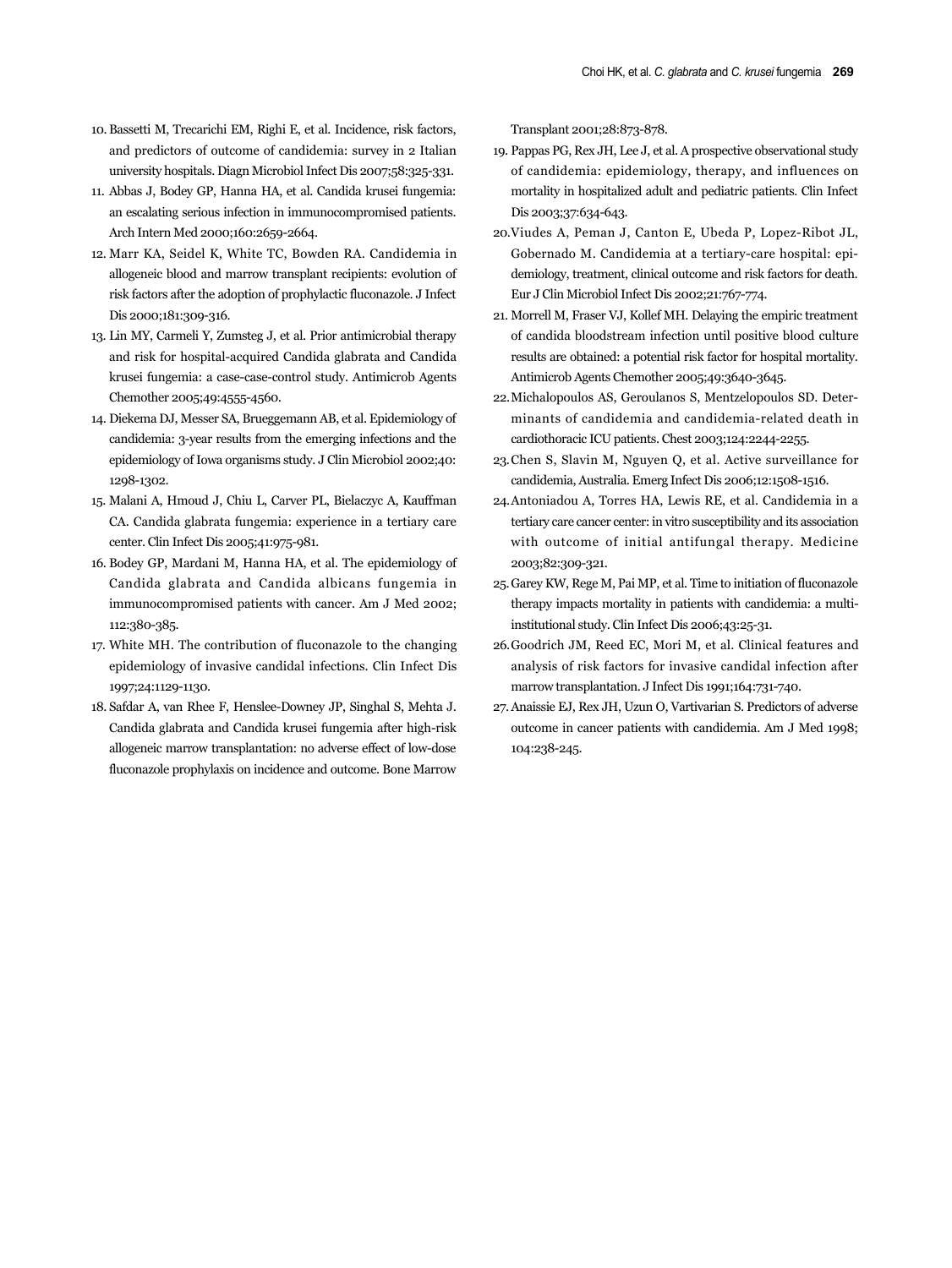10. Bassetti M, Trecarichi EM, Righi E, et al. Incidence, risk factors, and predictors of outcome of candidemia: survey in 2 Italian university hospitals. Diagn Microbiol Infect Dis 2007;58:325-331.
11. Abbas J, Bodey GP, Hanna HA, et al. Candida krusei fungemia: an escalating serious infection in immunocompromised patients. Arch Intern Med 2000;160:2659-2664.
12. Marr KA, Seidel K, White TC, Bowden RA. Candidemia in allogeneic blood and marrow transplant recipients: evolution of risk factors after the adoption of prophylactic fluconazole. J Infect Dis 2000;181:309-316.
13. Lin MY, Carmeli Y, Zumsteg J, et al. Prior antimicrobial therapy and risk for hospital-acquired Candida glabrata and Candida krusei fungemia: a case-case-control study. Antimicrob Agents Chemother 2005;49:4555-4560.
14. Diekema DJ, Messer SA, Brueggemann AB, et al. Epidemiology of candidemia: 3-year results from the emerging infections and the epidemiology of Iowa organisms study. J Clin Microbiol 2002;40:1298-1302.
15. Malani A, Hmoud J, Chiu L, Carver PL, Bielaczyc A, Kauffman CA. Candida glabrata fungemia: experience in a tertiary care center. Clin Infect Dis 2005;41:975-981.
16. Bodey GP, Mardani M, Hanna HA, et al. The epidemiology of Candida glabrata and Candida albicans fungemia in immunocompromised patients with cancer. Am J Med 2002;112:380-385.
17. White MH. The contribution of fluconazole to the changing epidemiology of invasive candidal infections. Clin Infect Dis 1997;24:1129-1130.
18. Safdar A, van Rhee F, Henslee-Downey JP, Singhal S, Mehta J. Candida glabrata and Candida krusei fungemia after high-risk allogeneic marrow transplantation: no adverse effect of low-dose fluconazole prophylaxis on incidence and outcome. Bone Marrow Transplant 2001;28:873-878.
19. Pappas PG, Rex JH, Lee J, et al. A prospective observational study of candidemia: epidemiology, therapy, and influences on mortality in hospitalized adult and pediatric patients. Clin Infect Dis 2003;37:634-643.
20. Viudes A, Peman J, Canton E, Ubeda P, Lopez-Ribot JL, Gobernado M. Candidemia at a tertiary-care hospital: epidemiology, treatment, clinical outcome and risk factors for death. Eur J Clin Microbiol Infect Dis 2002;21:767-774.
21. Morrell M, Fraser VJ, Kollef MH. Delaying the empiric treatment of candida bloodstream infection until positive blood culture results are obtained: a potential risk factor for hospital mortality. Antimicrob Agents Chemother 2005;49:3640-3645.
22. Michalopoulos AS, Geroulanos S, Mentzelopoulos SD. Determinants of candidemia and candidemia-related death in cardiothoracic ICU patients. Chest 2003;124:2244-2255.
23. Chen S, Slavin M, Nguyen Q, et al. Active surveillance for candidemia, Australia. Emerg Infect Dis 2006;12:1508-1516.
24. Antoniadou A, Torres HA, Lewis RE, et al. Candidemia in a tertiary care cancer center: in vitro susceptibility and its association with outcome of initial antifungal therapy. Medicine 2003;82:309-321.
25. Garey KW, Rege M, Pai MP, et al. Time to initiation of fluconazole therapy impacts mortality in patients with candidemia: a multi-institutional study. Clin Infect Dis 2006;43:25-31.
26. Goodrich JM, Reed EC, Mori M, et al. Clinical features and analysis of risk factors for invasive candidal infection after marrow transplantation. J Infect Dis 1991;164:731-740.
27. Anaissie EJ, Rex JH, Uzun O, Vartivarian S. Predictors of adverse outcome in cancer patients with candidemia. Am J Med 1998;104:238-245.